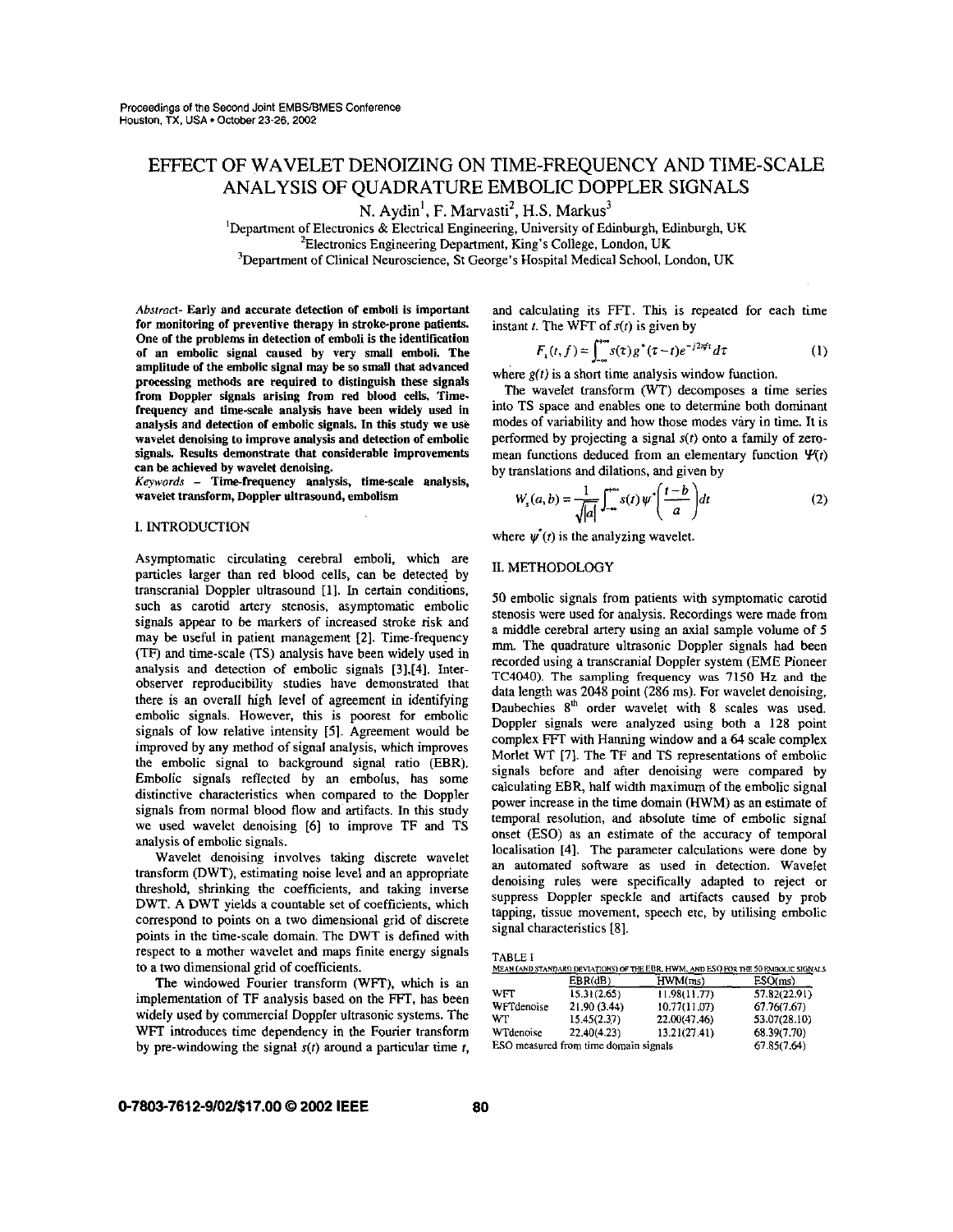# EFFECT OF WAVELET DENOIZING ON TIME-FREQUENCY AND TIME-SCALE ANALYSIS OF QUADRATURE EMBOLIC DOPPLER SIGNALS

N. Aydin[1], F. Marvasti[2], H.S. Markus[3]

[1]Department of Electronics & Electrical Engineering, University of Edinburgh, Edinburgh, UK
[2]Electronics Engineering Department, King's College, London, UK
[3]Department of Clinical Neuroscience, St George's Hospital Medical School, London, UK

***Abstract*- Early and accurate detection of emboli is important for monitoring of preventive therapy in stroke-prone patients. One of the problems in detection of emboli is the identification of an embolic signal caused by very small emboli. The amplitude of the embolic signal may be so small that advanced processing methods are required to distinguish these signals from Doppler signals arising from red blood cells. Time-frequency and time-scale analysis have been widely used in analysis and detection of embolic signals. In this study we use wavelet denoising to improve analysis and detection of embolic signals. Results demonstrate that considerable improvements can be achieved by wavelet denoising.**

***Keywords* – Time-frequency analysis, time-scale analysis, wavelet transform, Doppler ultrasound, embolism**

## I. INTRODUCTION

Asymptomatic circulating cerebral emboli, which are particles larger than red blood cells, can be detected by transcranial Doppler ultrasound [1]. In certain conditions, such as carotid artery stenosis, asymptomatic embolic signals appear to be markers of increased stroke risk and may be useful in patient management [2]. Time-frequency (TF) and time-scale (TS) analysis have been widely used in analysis and detection of embolic signals [3],[4]. Inter-observer reproducibility studies have demonstrated that there is an overall high level of agreement in identifying embolic signals. However, this is poorest for embolic signals of low relative intensity [5]. Agreement would be improved by any method of signal analysis, which improves the embolic signal to background signal ratio (EBR). Embolic signals reflected by an embolus, has some distinctive characteristics when compared to the Doppler signals from normal blood flow and artifacts. In this study we used wavelet denoising [6] to improve TF and TS analysis of embolic signals.

Wavelet denoising involves taking discrete wavelet transform (DWT), estimating noise level and an appropriate threshold, shrinking the coefficients, and taking inverse DWT. A DWT yields a countable set of coefficients, which correspond to points on a two dimensional grid of discrete points in the time-scale domain. The DWT is defined with respect to a mother wavelet and maps finite energy signals to a two dimensional grid of coefficients.

The windowed Fourier transform (WFT), which is an implementation of TF analysis based on the FFT, has been widely used by commercial Doppler ultrasonic systems. The WFT introduces time dependency in the Fourier transform by pre-windowing the signal $s(t)$ around a particular time $t$, and calculating its FFT. This is repeated for each time instant $t$. The WFT of $s(t)$ is given by

$$F_s(t,f) = \int_{-\infty}^{+\infty} s(\tau) g^*(\tau - t) e^{-j2\pi f \tau} d\tau \tag{1}$$

where $g(t)$ is a short time analysis window function.

The wavelet transform (WT) decomposes a time series into TS space and enables one to determine both dominant modes of variability and how those modes vary in time. It is performed by projecting a signal $s(t)$ onto a family of zero-mean functions deduced from an elementary function $\Psi(t)$ by translations and dilations, and given by

$$W_s(a,b) = \frac{1}{\sqrt{|a|}} \int_{-\infty}^{+\infty} s(t) \psi^*\left(\frac{t-b}{a}\right) dt \tag{2}$$

where $\psi^*(t)$ is the analyzing wavelet.

## II. METHODOLOGY

50 embolic signals from patients with symptomatic carotid stenosis were used for analysis. Recordings were made from a middle cerebral artery using an axial sample volume of 5 mm. The quadrature ultrasonic Doppler signals had been recorded using a transcranial Doppler system (EME Pioneer TC4040). The sampling frequency was 7150 Hz and the data length was 2048 point (286 ms). For wavelet denoising, Daubechies 8[th] order wavelet with 8 scales was used. Doppler signals were analyzed using both a 128 point complex FFT with Hanning window and a 64 scale complex Morlet WT [7]. The TF and TS representations of embolic signals before and after denoising were compared by calculating EBR, half width maximum of the embolic signal power increase in the time domain (HWM) as an estimate of temporal resolution, and absolute time of embolic signal onset (ESO) as an estimate of the accuracy of temporal localisation [4]. The parameter calculations were done by an automated software as used in detection. Wavelet denoising rules were specifically adapted to reject or suppress Doppler speckle and artifacts caused by prob tapping, tissue movement, speech etc, by utilising embolic signal characteristics [8].

TABLE I
MEAN (AND STANDARD DEVIATIONS) OF THE EBR, HWM, AND ESO FOR THE 50 EMBOLIC SIGNALS

| | EBR(dB) | HWM(ms) | ESO(ms) |
|---|---|---|---|
| WFT | 15.31(2.65) | 11.98(11.77) | 57.82(22.91) |
| WFTdenoise | 21.90 (3.44) | 10.77(11.07) | 67.76(7.67) |
| WT | 15.45(2.37) | 22.00(47.46) | 53.07(28.10) |
| WTdenoise | 22.40(4.23) | 13.21(27.41) | 68.39(7.70) |
| ESO measured from time domain signals | | | 67.85(7.64) |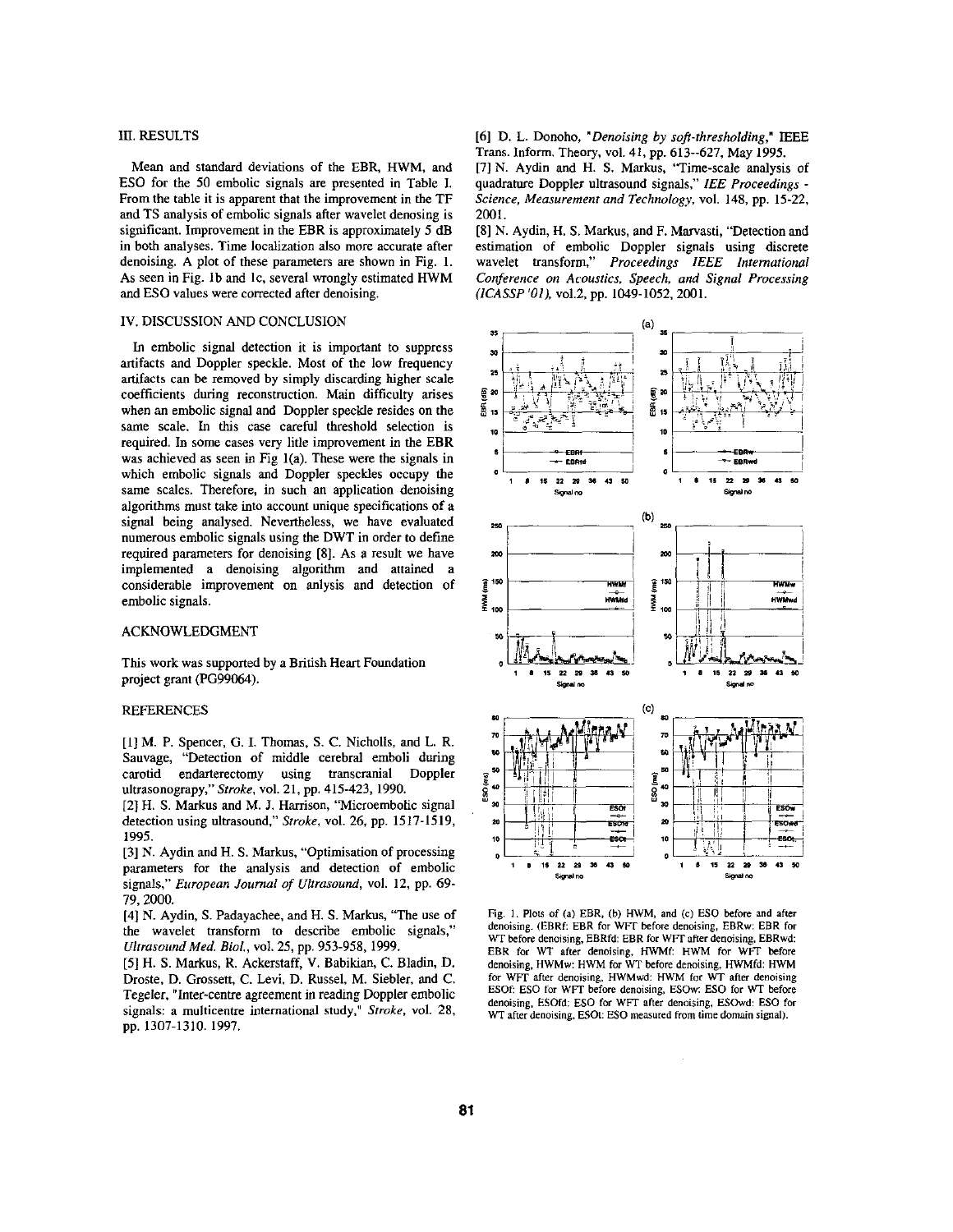## III. RESULTS

Mean and standard deviations of the EBR, HWM, and ESO for the 50 embolic signals are presented in Table I. From the table it is apparent that the improvement in the TF and TS analysis of embolic signals after wavelet denosing is significant. Improvement in the EBR is approximately 5 dB in both analyses. Time localization also more accurate after denoising. A plot of these parameters are shown in Fig. 1. As seen in Fig. 1b and 1c, several wrongly estimated HWM and ESO values were corrected after denoising.

## IV. DISCUSSION AND CONCLUSION

In embolic signal detection it is important to suppress artifacts and Doppler speckle. Most of the low frequency artifacts can be removed by simply discarding higher scale coefficients during reconstruction. Main difficulty arises when an embolic signal and Doppler speckle resides on the same scale. In this case careful threshold selection is required. In some cases very litle improvement in the EBR was achieved as seen in Fig 1(a). These were the signals in which embolic signals and Doppler speckles occupy the same scales. Therefore, in such an application denoising algorithms must take into account unique specifications of a signal being analysed. Nevertheless, we have evaluated numerous embolic signals using the DWT in order to define required parameters for denoising [8]. As a result we have implemented a denoising algorithm and attained a considerable improvement on anlysis and detection of embolic signals.

## ACKNOWLEDGMENT

This work was supported by a British Heart Foundation project grant (PG99064).

## REFERENCES

[1] M. P. Spencer, G. I. Thomas, S. C. Nicholls, and L. R. Sauvage, "Detection of middle cerebral emboli during carotid endarterectomy using transcranial Doppler ultrasonograpy," *Stroke*, vol. 21, pp. 415-423, 1990.

[2] H. S. Markus and M. J. Harrison, "Microembolic signal detection using ultrasound," *Stroke*, vol. 26, pp. 1517-1519, 1995.

[3] N. Aydin and H. S. Markus, "Optimisation of processing parameters for the analysis and detection of embolic signals," *European Journal of Ultrasound*, vol. 12, pp. 69-79, 2000.

[4] N. Aydin, S. Padayachee, and H. S. Markus, "The use of the wavelet transform to describe embolic signals," *Ultrasound Med. Biol.*, vol. 25, pp. 953-958, 1999.

[5] H. S. Markus, R. Ackerstaff, V. Babikian, C. Bladin, D. Droste, D. Grossett, C. Levi, D. Russel, M. Siebler, and C. Tegeler, "Inter-centre agreement in reading Doppler embolic signals: a multicentre international study," *Stroke*, vol. 28, pp. 1307-1310. 1997.

[6] D. L. Donoho, "*Denoising by soft-thresholding*," IEEE Trans. Inform. Theory, vol. 41, pp. 613--627, May 1995.

[7] N. Aydin and H. S. Markus, "Time-scale analysis of quadrature Doppler ultrasound signals," *IEE Proceedings - Science, Measurement and Technology*, vol. 148, pp. 15-22, 2001.

[8] N. Aydin, H. S. Markus, and F. Marvasti, "Detection and estimation of embolic Doppler signals using discrete wavelet transform," *Proceedings IEEE International Conference on Acoustics, Speech, and Signal Processing (ICASSP '01)*, vol.2, pp. 1049-1052, 2001.

(a)

EBR (dB)

EBRf
EBRfd

EBRw
EBRwd

Signal no

(b)

HWM (ms)

HWMf
HWMfd

HWMw
HWMwd

Signal no

(c)

ESO (ms)

ESOf
ESOfd
ESOt

ESOw
ESOwd
ESOt

Signal no

Fig. 1. Plots of (a) EBR, (b) HWM, and (c) ESO before and after denoising. (EBRf: EBR for WFT before denoising, EBRw: EBR for WT before denoising, EBRfd: EBR for WFT after denoising, EBRwd: EBR for WT after denoising, HWMf: HWM for WFT before denoising, HWMw: HWM for WT before denoising, HWMfd: HWM for WFT after denoising, HWMwd: HWM for WT after denoising ESOf: ESO for WFT before denoising, ESOw: ESO for WT before denoising, ESOfd: ESO for WFT after denoising, ESOwd: ESO for WT after denoising, ESOt: ESO measured from time domain signal).